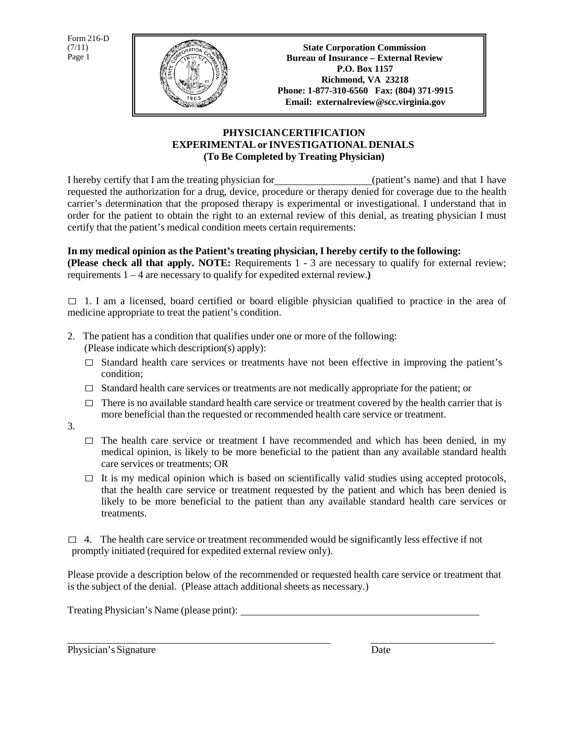Form 216-D
(7/11)

**State Corporation Commission**
**Bureau of Insurance – External Review**
**P.O. Box 1157**
**Richmond, VA 23218**
**Phone: 1-877-310-6560 Fax: (804) 371-9915**
**Email: externalreview@scc.virginia.gov**

## PHYSICIAN CERTIFICATION
## EXPERIMENTAL or INVESTIGATIONAL DENIALS
## (To Be Completed by Treating Physician)

I hereby certify that I am the treating physician for \_\_\_\_\_\_\_\_\_\_\_\_\_\_\_\_\_\_\_\_ (patient's name) and that I have requested the authorization for a drug, device, procedure or therapy denied for coverage due to the health carrier's determination that the proposed therapy is experimental or investigational. I understand that in order for the patient to obtain the right to an external review of this denial, as treating physician I must certify that the patient's medical condition meets certain requirements:

**In my medical opinion as the Patient's treating physician, I hereby certify to the following:**
**(Please check all that apply. NOTE:** Requirements 1 - 3 are necessary to qualify for external review; requirements 1 – 4 are necessary to qualify for expedited external review.**)**

□ 1. I am a licensed, board certified or board eligible physician qualified to practice in the area of medicine appropriate to treat the patient's condition.

2. The patient has a condition that qualifies under one or more of the following:
   (Please indicate which description(s) apply):

   □ Standard health care services or treatments have not been effective in improving the patient's condition;

   □ Standard health care services or treatments are not medically appropriate for the patient; or

   □ There is no available standard health care service or treatment covered by the health carrier that is more beneficial than the requested or recommended health care service or treatment.

3.

   □ The health care service or treatment I have recommended and which has been denied, in my medical opinion, is likely to be more beneficial to the patient than any available standard health care services or treatments; OR

   □ It is my medical opinion which is based on scientifically valid studies using accepted protocols, that the health care service or treatment requested by the patient and which has been denied is likely to be more beneficial to the patient than any available standard health care services or treatments.

□ 4. The health care service or treatment recommended would be significantly less effective if not promptly initiated (required for expedited external review only).

Please provide a description below of the recommended or requested health care service or treatment that is the subject of the denial. (Please attach additional sheets as necessary.)

Treating Physician's Name (please print): \_\_\_\_\_\_\_\_\_\_\_\_\_\_\_\_\_\_\_\_\_\_\_\_\_\_\_\_\_\_\_\_\_\_\_\_\_\_\_\_

\_\_\_\_\_\_\_\_\_\_\_\_\_\_\_\_\_\_\_\_\_\_\_\_\_\_\_\_\_\_\_\_\_\_\_\_\_\_\_\_ \_\_\_\_\_\_\_\_\_\_\_\_\_\_\_\_\_\_\_\_
Physician's Signature Date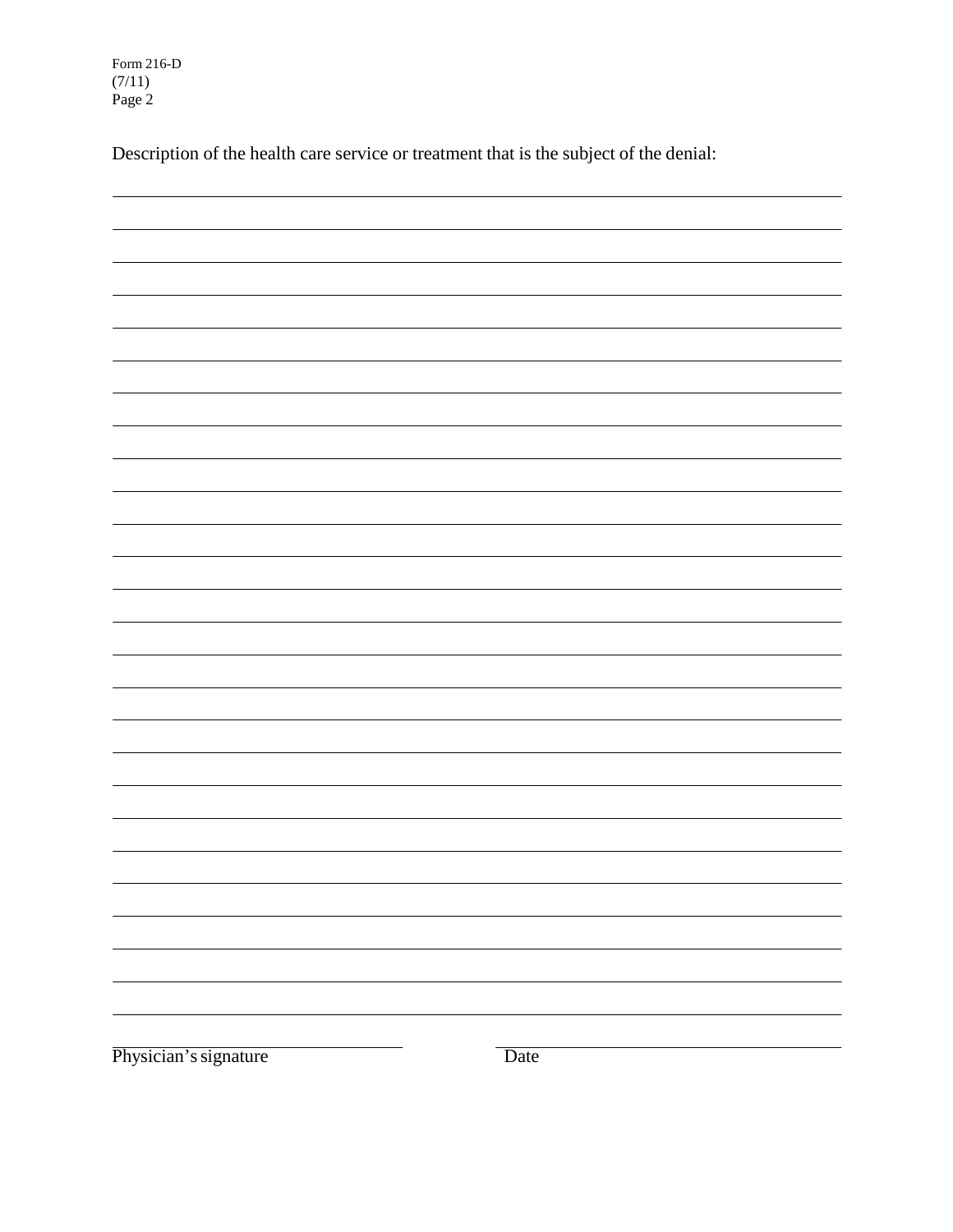Form 216-D
(7/11)
Page 2

Description of the health care service or treatment that is the subject of the denial:

\_\_\_\_\_\_\_\_\_\_\_\_\_\_\_\_\_\_\_\_\_\_\_\_\_\_\_\_\_\_\_\_\_\_\_\_\_\_\_\_\_\_\_\_\_\_\_\_\_\_\_\_\_\_\_\_\_\_\_\_\_\_\_\_\_\_\_\_\_\_\_\_\_\_\_\_\_\_

\_\_\_\_\_\_\_\_\_\_\_\_\_\_\_\_\_\_\_\_\_\_\_\_\_\_\_\_\_\_\_\_\_\_\_\_\_\_\_\_\_\_\_\_\_\_\_\_\_\_\_\_\_\_\_\_\_\_\_\_\_\_\_\_\_\_\_\_\_\_\_\_\_\_\_\_\_\_

\_\_\_\_\_\_\_\_\_\_\_\_\_\_\_\_\_\_\_\_\_\_\_\_\_\_\_\_\_\_\_\_\_\_\_\_\_\_\_\_\_\_\_\_\_\_\_\_\_\_\_\_\_\_\_\_\_\_\_\_\_\_\_\_\_\_\_\_\_\_\_\_\_\_\_\_\_\_

\_\_\_\_\_\_\_\_\_\_\_\_\_\_\_\_\_\_\_\_\_\_\_\_\_\_\_\_\_\_\_\_\_\_\_\_\_\_\_\_\_\_\_\_\_\_\_\_\_\_\_\_\_\_\_\_\_\_\_\_\_\_\_\_\_\_\_\_\_\_\_\_\_\_\_\_\_\_

\_\_\_\_\_\_\_\_\_\_\_\_\_\_\_\_\_\_\_\_\_\_\_\_\_\_\_\_\_\_\_\_\_\_\_\_\_\_\_\_\_\_\_\_\_\_\_\_\_\_\_\_\_\_\_\_\_\_\_\_\_\_\_\_\_\_\_\_\_\_\_\_\_\_\_\_\_\_

\_\_\_\_\_\_\_\_\_\_\_\_\_\_\_\_\_\_\_\_\_\_\_\_\_\_\_\_\_\_\_\_\_\_\_\_\_\_\_\_\_\_\_\_\_\_\_\_\_\_\_\_\_\_\_\_\_\_\_\_\_\_\_\_\_\_\_\_\_\_\_\_\_\_\_\_\_\_

\_\_\_\_\_\_\_\_\_\_\_\_\_\_\_\_\_\_\_\_\_\_\_\_\_\_\_\_\_\_\_\_\_\_\_\_\_\_\_\_\_\_\_\_\_\_\_\_\_\_\_\_\_\_\_\_\_\_\_\_\_\_\_\_\_\_\_\_\_\_\_\_\_\_\_\_\_\_

\_\_\_\_\_\_\_\_\_\_\_\_\_\_\_\_\_\_\_\_\_\_\_\_\_\_\_\_\_\_\_\_\_\_\_\_\_\_\_\_\_\_\_\_\_\_\_\_\_\_\_\_\_\_\_\_\_\_\_\_\_\_\_\_\_\_\_\_\_\_\_\_\_\_\_\_\_\_

\_\_\_\_\_\_\_\_\_\_\_\_\_\_\_\_\_\_\_\_\_\_\_\_\_\_\_\_\_\_\_\_\_\_\_\_\_\_\_\_\_\_\_\_\_\_\_\_\_\_\_\_\_\_\_\_\_\_\_\_\_\_\_\_\_\_\_\_\_\_\_\_\_\_\_\_\_\_

\_\_\_\_\_\_\_\_\_\_\_\_\_\_\_\_\_\_\_\_\_\_\_\_\_\_\_\_\_\_\_\_\_\_\_\_\_\_\_\_\_\_\_\_\_\_\_\_\_\_\_\_\_\_\_\_\_\_\_\_\_\_\_\_\_\_\_\_\_\_\_\_\_\_\_\_\_\_

\_\_\_\_\_\_\_\_\_\_\_\_\_\_\_\_\_\_\_\_\_\_\_\_\_\_\_\_\_\_\_\_\_\_\_\_\_\_\_\_\_\_\_\_\_\_\_\_\_\_\_\_\_\_\_\_\_\_\_\_\_\_\_\_\_\_\_\_\_\_\_\_\_\_\_\_\_\_

\_\_\_\_\_\_\_\_\_\_\_\_\_\_\_\_\_\_\_\_\_\_\_\_\_\_\_\_\_\_\_\_\_\_\_\_\_\_\_\_\_\_\_\_\_\_\_\_\_\_\_\_\_\_\_\_\_\_\_\_\_\_\_\_\_\_\_\_\_\_\_\_\_\_\_\_\_\_

\_\_\_\_\_\_\_\_\_\_\_\_\_\_\_\_\_\_\_\_\_\_\_\_\_\_\_\_\_\_\_\_\_\_\_\_\_\_\_\_\_\_\_\_\_\_\_\_\_\_\_\_\_\_\_\_\_\_\_\_\_\_\_\_\_\_\_\_\_\_\_\_\_\_\_\_\_\_

\_\_\_\_\_\_\_\_\_\_\_\_\_\_\_\_\_\_\_\_\_\_\_\_\_\_\_\_\_\_\_\_\_\_\_\_\_\_\_\_\_\_\_\_\_\_\_\_\_\_\_\_\_\_\_\_\_\_\_\_\_\_\_\_\_\_\_\_\_\_\_\_\_\_\_\_\_\_

\_\_\_\_\_\_\_\_\_\_\_\_\_\_\_\_\_\_\_\_\_\_\_\_\_\_\_\_\_\_\_\_\_\_\_\_\_\_\_\_\_\_\_\_\_\_\_\_\_\_\_\_\_\_\_\_\_\_\_\_\_\_\_\_\_\_\_\_\_\_\_\_\_\_\_\_\_\_

\_\_\_\_\_\_\_\_\_\_\_\_\_\_\_\_\_\_\_\_\_\_\_\_\_\_\_\_\_\_\_\_\_\_\_\_\_\_\_\_\_\_\_\_\_\_\_\_\_\_\_\_\_\_\_\_\_\_\_\_\_\_\_\_\_\_\_\_\_\_\_\_\_\_\_\_\_\_

\_\_\_\_\_\_\_\_\_\_\_\_\_\_\_\_\_\_\_\_\_\_\_\_\_\_\_\_\_\_\_\_\_\_\_\_\_\_\_\_\_\_\_\_\_\_\_\_\_\_\_\_\_\_\_\_\_\_\_\_\_\_\_\_\_\_\_\_\_\_\_\_\_\_\_\_\_\_

\_\_\_\_\_\_\_\_\_\_\_\_\_\_\_\_\_\_\_\_\_\_\_\_\_\_\_\_\_\_\_\_\_\_\_\_\_\_\_\_\_\_\_\_\_\_\_\_\_\_\_\_\_\_\_\_\_\_\_\_\_\_\_\_\_\_\_\_\_\_\_\_\_\_\_\_\_\_

\_\_\_\_\_\_\_\_\_\_\_\_\_\_\_\_\_\_\_\_\_\_\_\_\_\_\_\_\_\_\_\_\_\_\_\_\_\_\_\_\_\_\_\_\_\_\_\_\_\_\_\_\_\_\_\_\_\_\_\_\_\_\_\_\_\_\_\_\_\_\_\_\_\_\_\_\_\_

\_\_\_\_\_\_\_\_\_\_\_\_\_\_\_\_\_\_\_\_\_\_\_\_\_\_\_\_\_\_\_\_\_\_\_\_\_\_\_\_\_\_\_\_\_\_\_\_\_\_\_\_\_\_\_\_\_\_\_\_\_\_\_\_\_\_\_\_\_\_\_\_\_\_\_\_\_\_

\_\_\_\_\_\_\_\_\_\_\_\_\_\_\_\_\_\_\_\_\_\_\_\_\_\_\_\_\_\_\_\_\_\_\_\_\_\_\_\_\_\_\_\_\_\_\_\_\_\_\_\_\_\_\_\_\_\_\_\_\_\_\_\_\_\_\_\_\_\_\_\_\_\_\_\_\_\_

\_\_\_\_\_\_\_\_\_\_\_\_\_\_\_\_\_\_\_\_\_\_\_\_\_\_\_\_\_\_\_\_\_\_\_\_\_\_\_\_\_\_\_\_\_\_\_\_\_\_\_\_\_\_\_\_\_\_\_\_\_\_\_\_\_\_\_\_\_\_\_\_\_\_\_\_\_\_

\_\_\_\_\_\_\_\_\_\_\_\_\_\_\_\_\_\_\_\_\_\_\_\_\_\_\_\_\_\_\_\_\_\_\_\_\_\_\_\_\_\_\_\_\_\_\_\_\_\_\_\_\_\_\_\_\_\_\_\_\_\_\_\_\_\_\_\_\_\_\_\_\_\_\_\_\_\_

\_\_\_\_\_\_\_\_\_\_\_\_\_\_\_\_\_\_\_\_\_\_\_\_\_\_\_\_\_\_\_\_\_\_\_\_\_\_\_\_\_\_\_\_\_\_\_\_\_\_\_\_\_\_\_\_\_\_\_\_\_\_\_\_\_\_\_\_\_\_\_\_\_\_\_\_\_\_

\_\_\_\_\_\_\_\_\_\_\_\_\_\_\_\_\_\_\_\_\_\_\_\_\_\_\_\_\_\_\_\_\_\_\_\_\_\_\_\_\_\_\_\_\_\_\_\_\_\_\_\_\_\_\_\_\_\_\_\_\_\_\_\_\_\_\_\_\_\_\_\_\_\_\_\_\_\_

\_\_\_\_\_\_\_\_\_\_\_\_\_\_\_\_\_\_\_\_\_\_\_\_\_\_\_\_\_\_\_\_\_\_ \_\_\_\_\_\_\_\_\_\_\_\_\_\_\_\_\_\_\_\_\_\_\_\_\_\_\_\_\_\_\_\_\_\_\_\_\_\_\_\_

Physician's signature Date